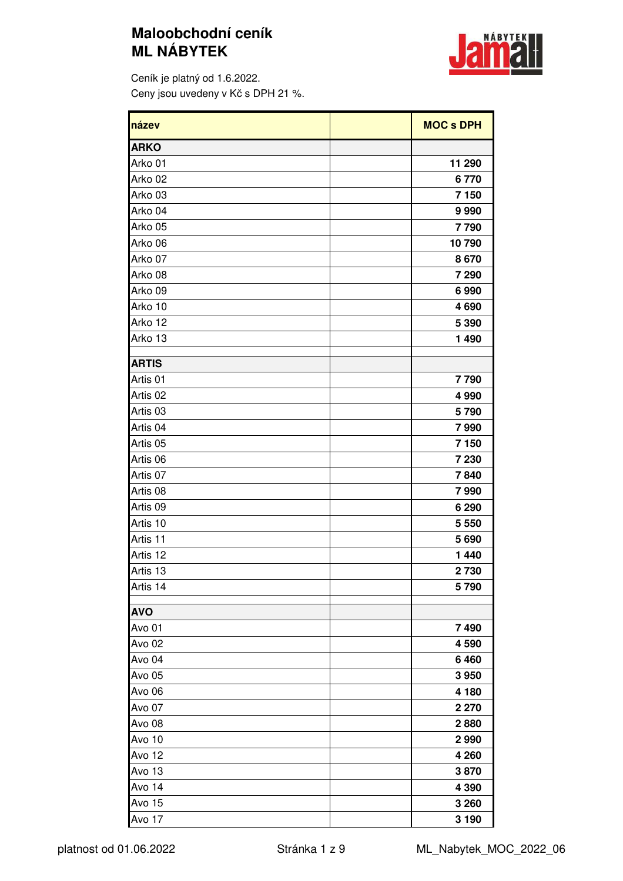# Maloobchodní ceník
# ML NÁBYTEK

Ceník je platný od 1.6.2022.
Ceny jsou uvedeny v Kč s DPH 21 %.

| název | | MOC s DPH |
|---|---|---|
| **ARKO** | | |
| Arko 01 | | **11 290** |
| Arko 02 | | **6 770** |
| Arko 03 | | **7 150** |
| Arko 04 | | **9 990** |
| Arko 05 | | **7 790** |
| Arko 06 | | **10 790** |
| Arko 07 | | **8 670** |
| Arko 08 | | **7 290** |
| Arko 09 | | **6 990** |
| Arko 10 | | **4 690** |
| Arko 12 | | **5 390** |
| Arko 13 | | **1 490** |
| | | |
| **ARTIS** | | |
| Artis 01 | | **7 790** |
| Artis 02 | | **4 990** |
| Artis 03 | | **5 790** |
| Artis 04 | | **7 990** |
| Artis 05 | | **7 150** |
| Artis 06 | | **7 230** |
| Artis 07 | | **7 840** |
| Artis 08 | | **7 990** |
| Artis 09 | | **6 290** |
| Artis 10 | | **5 550** |
| Artis 11 | | **5 690** |
| Artis 12 | | **1 440** |
| Artis 13 | | **2 730** |
| Artis 14 | | **5 790** |
| | | |
| **AVO** | | |
| Avo 01 | | **7 490** |
| Avo 02 | | **4 590** |
| Avo 04 | | **6 460** |
| Avo 05 | | **3 950** |
| Avo 06 | | **4 180** |
| Avo 07 | | **2 270** |
| Avo 08 | | **2 880** |
| Avo 10 | | **2 990** |
| Avo 12 | | **4 260** |
| Avo 13 | | **3 870** |
| Avo 14 | | **4 390** |
| Avo 15 | | **3 260** |
| Avo 17 | | **3 190** |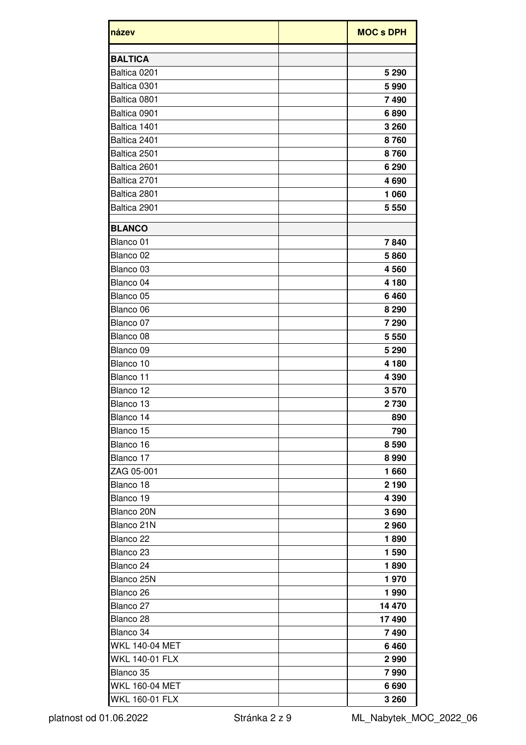| název | | MOC s DPH |
|---|---|---|
| | | |
| **BALTICA** | | |
| Baltica 0201 | | **5 290** |
| Baltica 0301 | | **5 990** |
| Baltica 0801 | | **7 490** |
| Baltica 0901 | | **6 890** |
| Baltica 1401 | | **3 260** |
| Baltica 2401 | | **8 760** |
| Baltica 2501 | | **8 760** |
| Baltica 2601 | | **6 290** |
| Baltica 2701 | | **4 690** |
| Baltica 2801 | | **1 060** |
| Baltica 2901 | | **5 550** |
| | | |
| **BLANCO** | | |
| Blanco 01 | | **7 840** |
| Blanco 02 | | **5 860** |
| Blanco 03 | | **4 560** |
| Blanco 04 | | **4 180** |
| Blanco 05 | | **6 460** |
| Blanco 06 | | **8 290** |
| Blanco 07 | | **7 290** |
| Blanco 08 | | **5 550** |
| Blanco 09 | | **5 290** |
| Blanco 10 | | **4 180** |
| Blanco 11 | | **4 390** |
| Blanco 12 | | **3 570** |
| Blanco 13 | | **2 730** |
| Blanco 14 | | **890** |
| Blanco 15 | | **790** |
| Blanco 16 | | **8 590** |
| Blanco 17 | | **8 990** |
| ZAG 05-001 | | **1 660** |
| Blanco 18 | | **2 190** |
| Blanco 19 | | **4 390** |
| Blanco 20N | | **3 690** |
| Blanco 21N | | **2 960** |
| Blanco 22 | | **1 890** |
| Blanco 23 | | **1 590** |
| Blanco 24 | | **1 890** |
| Blanco 25N | | **1 970** |
| Blanco 26 | | **1 990** |
| Blanco 27 | | **14 470** |
| Blanco 28 | | **17 490** |
| Blanco 34 | | **7 490** |
| WKL 140-04 MET | | **6 460** |
| WKL 140-01 FLX | | **2 990** |
| Blanco 35 | | **7 990** |
| WKL 160-04 MET | | **6 690** |
| WKL 160-01 FLX | | **3 260** |

platnost od 01.06.2022 ML_Nabytek_MOC_2022_06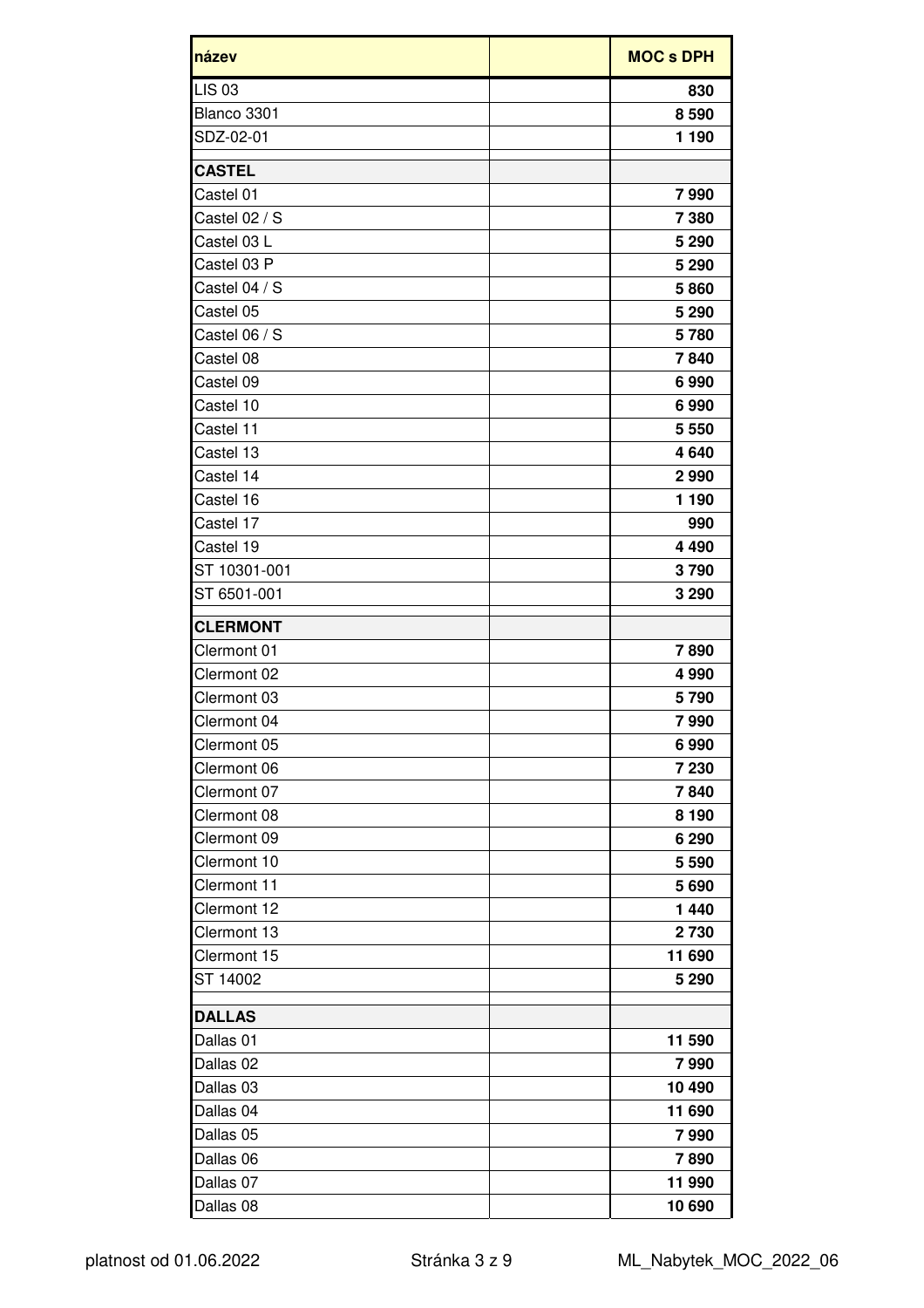| název | | MOC s DPH |
| --- | --- | --- |
| LIS 03 | | **830** |
| Blanco 3301 | | **8 590** |
| SDZ-02-01 | | **1 190** |
| | | |
| **CASTEL** | | |
| Castel 01 | | **7 990** |
| Castel 02 / S | | **7 380** |
| Castel 03 L | | **5 290** |
| Castel 03 P | | **5 290** |
| Castel 04 / S | | **5 860** |
| Castel 05 | | **5 290** |
| Castel 06 / S | | **5 780** |
| Castel 08 | | **7 840** |
| Castel 09 | | **6 990** |
| Castel 10 | | **6 990** |
| Castel 11 | | **5 550** |
| Castel 13 | | **4 640** |
| Castel 14 | | **2 990** |
| Castel 16 | | **1 190** |
| Castel 17 | | **990** |
| Castel 19 | | **4 490** |
| ST 10301-001 | | **3 790** |
| ST 6501-001 | | **3 290** |
| | | |
| **CLERMONT** | | |
| Clermont 01 | | **7 890** |
| Clermont 02 | | **4 990** |
| Clermont 03 | | **5 790** |
| Clermont 04 | | **7 990** |
| Clermont 05 | | **6 990** |
| Clermont 06 | | **7 230** |
| Clermont 07 | | **7 840** |
| Clermont 08 | | **8 190** |
| Clermont 09 | | **6 290** |
| Clermont 10 | | **5 590** |
| Clermont 11 | | **5 690** |
| Clermont 12 | | **1 440** |
| Clermont 13 | | **2 730** |
| Clermont 15 | | **11 690** |
| ST 14002 | | **5 290** |
| | | |
| **DALLAS** | | |
| Dallas 01 | | **11 590** |
| Dallas 02 | | **7 990** |
| Dallas 03 | | **10 490** |
| Dallas 04 | | **11 690** |
| Dallas 05 | | **7 990** |
| Dallas 06 | | **7 890** |
| Dallas 07 | | **11 990** |
| Dallas 08 | | **10 690** |

platnost od 01.06.2022

ML_Nabytek_MOC_2022_06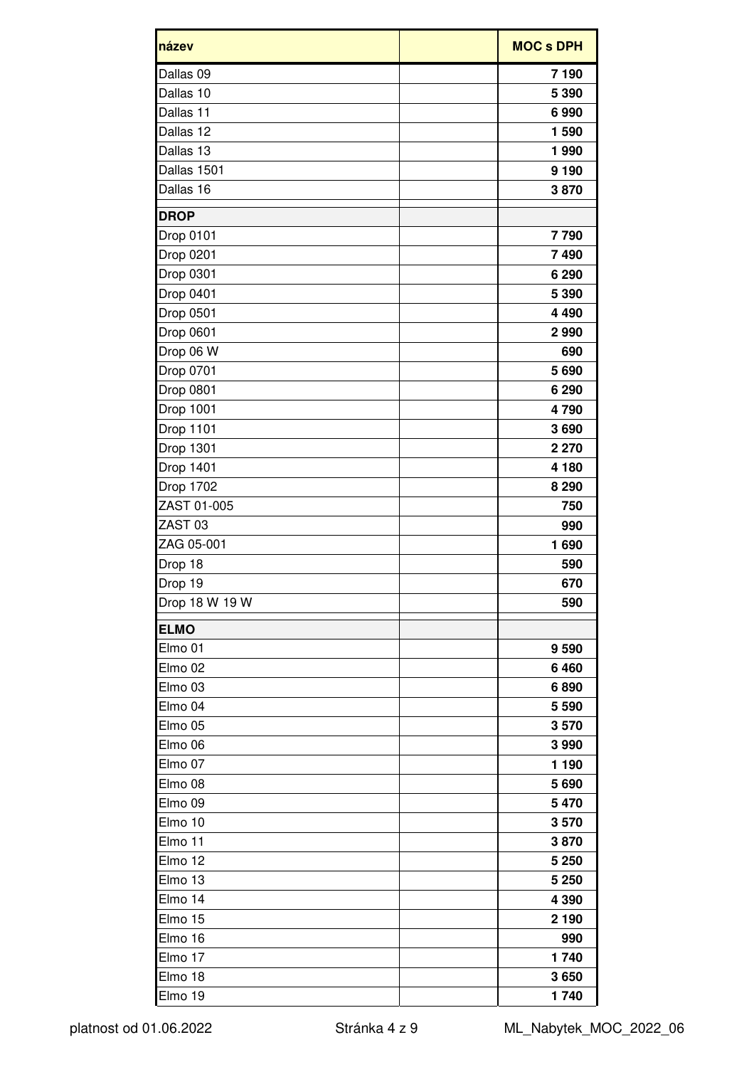| název | | MOC s DPH |
|---|---|---|
| Dallas 09 | | **7 190** |
| Dallas 10 | | **5 390** |
| Dallas 11 | | **6 990** |
| Dallas 12 | | **1 590** |
| Dallas 13 | | **1 990** |
| Dallas 1501 | | **9 190** |
| Dallas 16 | | **3 870** |
| **DROP** | | |
| Drop 0101 | | **7 790** |
| Drop 0201 | | **7 490** |
| Drop 0301 | | **6 290** |
| Drop 0401 | | **5 390** |
| Drop 0501 | | **4 490** |
| Drop 0601 | | **2 990** |
| Drop 06 W | | **690** |
| Drop 0701 | | **5 690** |
| Drop 0801 | | **6 290** |
| Drop 1001 | | **4 790** |
| Drop 1101 | | **3 690** |
| Drop 1301 | | **2 270** |
| Drop 1401 | | **4 180** |
| Drop 1702 | | **8 290** |
| ZAST 01-005 | | **750** |
| ZAST 03 | | **990** |
| ZAG 05-001 | | **1 690** |
| Drop 18 | | **590** |
| Drop 19 | | **670** |
| Drop 18 W 19 W | | **590** |
| **ELMO** | | |
| Elmo 01 | | **9 590** |
| Elmo 02 | | **6 460** |
| Elmo 03 | | **6 890** |
| Elmo 04 | | **5 590** |
| Elmo 05 | | **3 570** |
| Elmo 06 | | **3 990** |
| Elmo 07 | | **1 190** |
| Elmo 08 | | **5 690** |
| Elmo 09 | | **5 470** |
| Elmo 10 | | **3 570** |
| Elmo 11 | | **3 870** |
| Elmo 12 | | **5 250** |
| Elmo 13 | | **5 250** |
| Elmo 14 | | **4 390** |
| Elmo 15 | | **2 190** |
| Elmo 16 | | **990** |
| Elmo 17 | | **1 740** |
| Elmo 18 | | **3 650** |
| Elmo 19 | | **1 740** |

platnost od 01.06.2022 ML_Nabytek_MOC_2022_06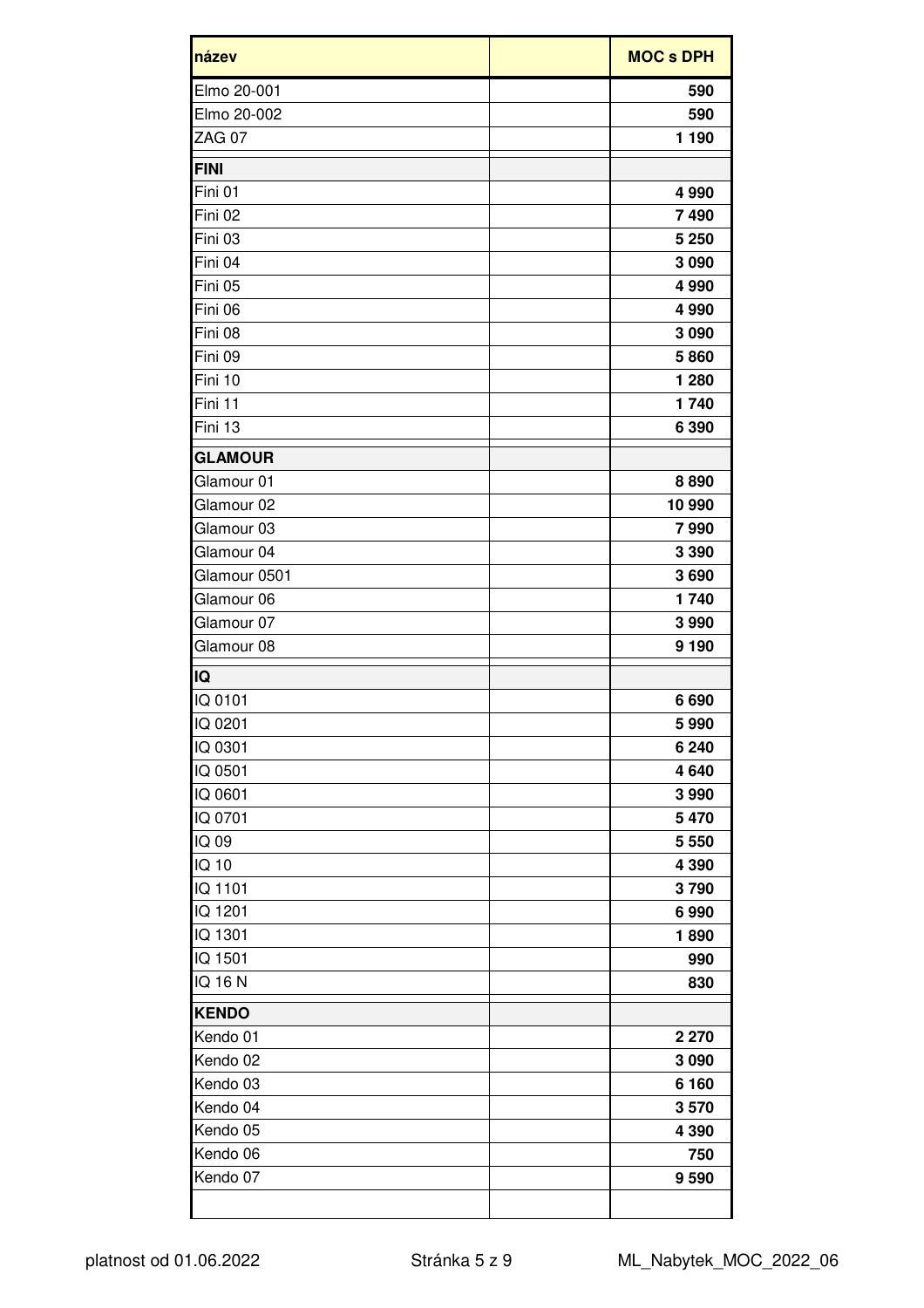| název | | MOC s DPH |
|---|---|---|
| Elmo 20-001 | | 590 |
| Elmo 20-002 | | 590 |
| ZAG 07 | | 1 190 |
| **FINI** | | |
| Fini 01 | | 4 990 |
| Fini 02 | | 7 490 |
| Fini 03 | | 5 250 |
| Fini 04 | | 3 090 |
| Fini 05 | | 4 990 |
| Fini 06 | | 4 990 |
| Fini 08 | | 3 090 |
| Fini 09 | | 5 860 |
| Fini 10 | | 1 280 |
| Fini 11 | | 1 740 |
| Fini 13 | | 6 390 |
| **GLAMOUR** | | |
| Glamour 01 | | 8 890 |
| Glamour 02 | | 10 990 |
| Glamour 03 | | 7 990 |
| Glamour 04 | | 3 390 |
| Glamour 0501 | | 3 690 |
| Glamour 06 | | 1 740 |
| Glamour 07 | | 3 990 |
| Glamour 08 | | 9 190 |
| **IQ** | | |
| IQ 0101 | | 6 690 |
| IQ 0201 | | 5 990 |
| IQ 0301 | | 6 240 |
| IQ 0501 | | 4 640 |
| IQ 0601 | | 3 990 |
| IQ 0701 | | 5 470 |
| IQ 09 | | 5 550 |
| IQ 10 | | 4 390 |
| IQ 1101 | | 3 790 |
| IQ 1201 | | 6 990 |
| IQ 1301 | | 1 890 |
| IQ 1501 | | 990 |
| IQ 16 N | | 830 |
| **KENDO** | | |
| Kendo 01 | | 2 270 |
| Kendo 02 | | 3 090 |
| Kendo 03 | | 6 160 |
| Kendo 04 | | 3 570 |
| Kendo 05 | | 4 390 |
| Kendo 06 | | 750 |
| Kendo 07 | | 9 590 |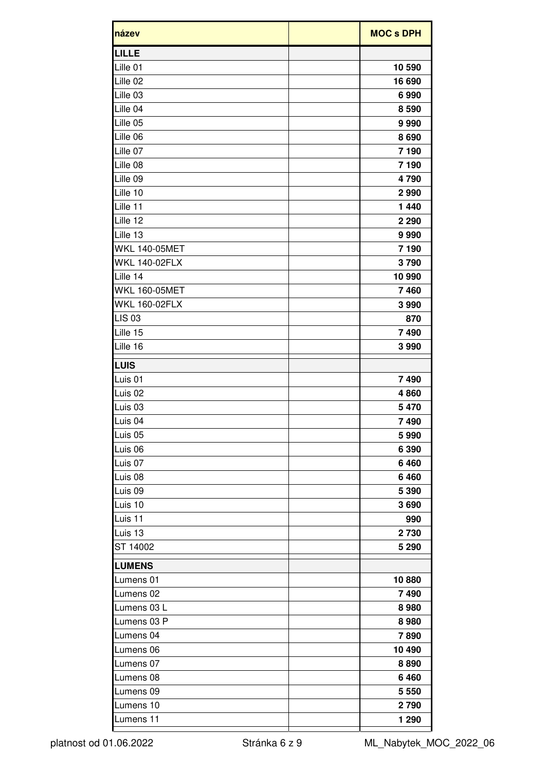| název | | MOC s DPH |
|---|---|---|
| **LILLE** | | |
| Lille 01 | | **10 590** |
| Lille 02 | | **16 690** |
| Lille 03 | | **6 990** |
| Lille 04 | | **8 590** |
| Lille 05 | | **9 990** |
| Lille 06 | | **8 690** |
| Lille 07 | | **7 190** |
| Lille 08 | | **7 190** |
| Lille 09 | | **4 790** |
| Lille 10 | | **2 990** |
| Lille 11 | | **1 440** |
| Lille 12 | | **2 290** |
| Lille 13 | | **9 990** |
| WKL 140-05MET | | **7 190** |
| WKL 140-02FLX | | **3 790** |
| Lille 14 | | **10 990** |
| WKL 160-05MET | | **7 460** |
| WKL 160-02FLX | | **3 990** |
| LIS 03 | | **870** |
| Lille 15 | | **7 490** |
| Lille 16 | | **3 990** |
| **LUIS** | | |
| Luis 01 | | **7 490** |
| Luis 02 | | **4 860** |
| Luis 03 | | **5 470** |
| Luis 04 | | **7 490** |
| Luis 05 | | **5 990** |
| Luis 06 | | **6 390** |
| Luis 07 | | **6 460** |
| Luis 08 | | **6 460** |
| Luis 09 | | **5 390** |
| Luis 10 | | **3 690** |
| Luis 11 | | **990** |
| Luis 13 | | **2 730** |
| ST 14002 | | **5 290** |
| **LUMENS** | | |
| Lumens 01 | | **10 880** |
| Lumens 02 | | **7 490** |
| Lumens 03 L | | **8 980** |
| Lumens 03 P | | **8 980** |
| Lumens 04 | | **7 890** |
| Lumens 06 | | **10 490** |
| Lumens 07 | | **8 890** |
| Lumens 08 | | **6 460** |
| Lumens 09 | | **5 550** |
| Lumens 10 | | **2 790** |
| Lumens 11 | | **1 290** |

platnost od 01.06.2022 ML_Nabytek_MOC_2022_06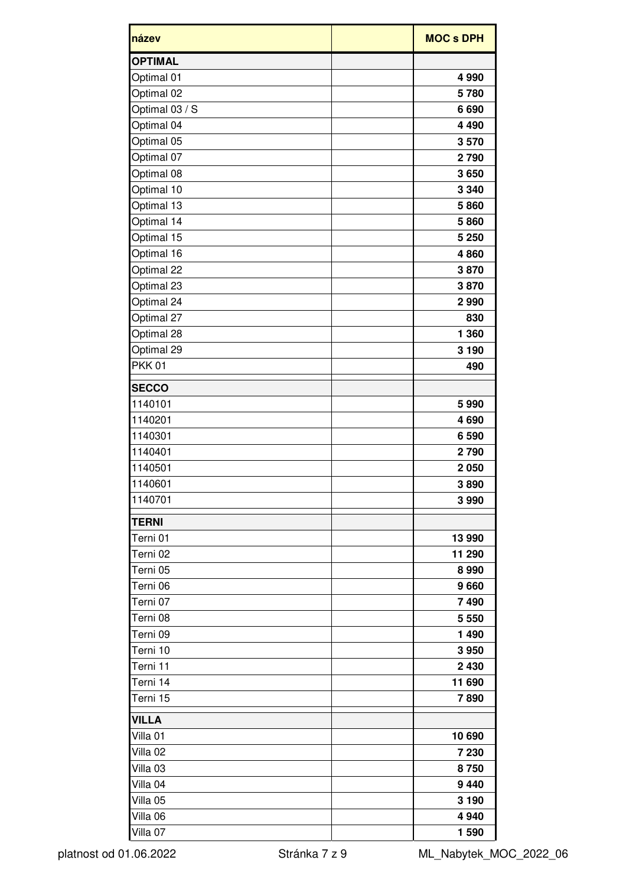| název | | MOC s DPH |
|---|---|---|
| **OPTIMAL** | | |
| Optimal 01 | | **4 990** |
| Optimal 02 | | **5 780** |
| Optimal 03 / S | | **6 690** |
| Optimal 04 | | **4 490** |
| Optimal 05 | | **3 570** |
| Optimal 07 | | **2 790** |
| Optimal 08 | | **3 650** |
| Optimal 10 | | **3 340** |
| Optimal 13 | | **5 860** |
| Optimal 14 | | **5 860** |
| Optimal 15 | | **5 250** |
| Optimal 16 | | **4 860** |
| Optimal 22 | | **3 870** |
| Optimal 23 | | **3 870** |
| Optimal 24 | | **2 990** |
| Optimal 27 | | **830** |
| Optimal 28 | | **1 360** |
| Optimal 29 | | **3 190** |
| PKK 01 | | **490** |
| **SECCO** | | |
| 1140101 | | **5 990** |
| 1140201 | | **4 690** |
| 1140301 | | **6 590** |
| 1140401 | | **2 790** |
| 1140501 | | **2 050** |
| 1140601 | | **3 890** |
| 1140701 | | **3 990** |
| **TERNI** | | |
| Terni 01 | | **13 990** |
| Terni 02 | | **11 290** |
| Terni 05 | | **8 990** |
| Terni 06 | | **9 660** |
| Terni 07 | | **7 490** |
| Terni 08 | | **5 550** |
| Terni 09 | | **1 490** |
| Terni 10 | | **3 950** |
| Terni 11 | | **2 430** |
| Terni 14 | | **11 690** |
| Terni 15 | | **7 890** |
| **VILLA** | | |
| Villa 01 | | **10 690** |
| Villa 02 | | **7 230** |
| Villa 03 | | **8 750** |
| Villa 04 | | **9 440** |
| Villa 05 | | **3 190** |
| Villa 06 | | **4 940** |
| Villa 07 | | **1 590** |

platnost od 01.06.2022 ML_Nabytek_MOC_2022_06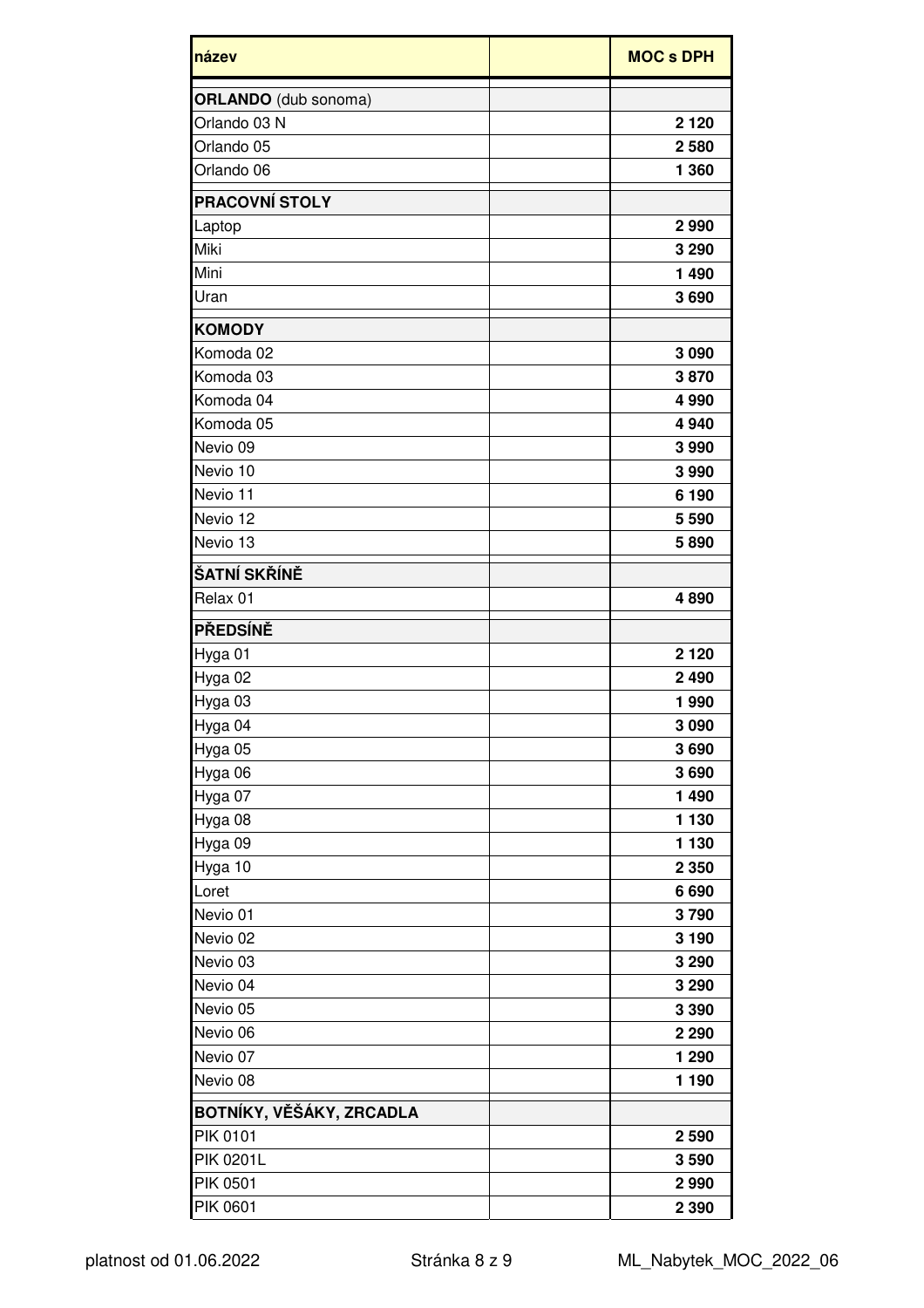| název | | MOC s DPH |
|---|---|---|
| **ORLANDO** (dub sonoma) | | |
| Orlando 03 N | | **2 120** |
| Orlando 05 | | **2 580** |
| Orlando 06 | | **1 360** |
| **PRACOVNÍ STOLY** | | |
| Laptop | | **2 990** |
| Miki | | **3 290** |
| Mini | | **1 490** |
| Uran | | **3 690** |
| **KOMODY** | | |
| Komoda 02 | | **3 090** |
| Komoda 03 | | **3 870** |
| Komoda 04 | | **4 990** |
| Komoda 05 | | **4 940** |
| Nevio 09 | | **3 990** |
| Nevio 10 | | **3 990** |
| Nevio 11 | | **6 190** |
| Nevio 12 | | **5 590** |
| Nevio 13 | | **5 890** |
| **ŠATNÍ SKŘÍNĚ** | | |
| Relax 01 | | **4 890** |
| **PŘEDSÍNĚ** | | |
| Hyga 01 | | **2 120** |
| Hyga 02 | | **2 490** |
| Hyga 03 | | **1 990** |
| Hyga 04 | | **3 090** |
| Hyga 05 | | **3 690** |
| Hyga 06 | | **3 690** |
| Hyga 07 | | **1 490** |
| Hyga 08 | | **1 130** |
| Hyga 09 | | **1 130** |
| Hyga 10 | | **2 350** |
| Loret | | **6 690** |
| Nevio 01 | | **3 790** |
| Nevio 02 | | **3 190** |
| Nevio 03 | | **3 290** |
| Nevio 04 | | **3 290** |
| Nevio 05 | | **3 390** |
| Nevio 06 | | **2 290** |
| Nevio 07 | | **1 290** |
| Nevio 08 | | **1 190** |
| **BOTNÍKY, VĚŠÁKY, ZRCADLA** | | |
| PIK 0101 | | **2 590** |
| PIK 0201L | | **3 590** |
| PIK 0501 | | **2 990** |
| PIK 0601 | | **2 390** |

platnost od 01.06.2022

ML_Nabytek_MOC_2022_06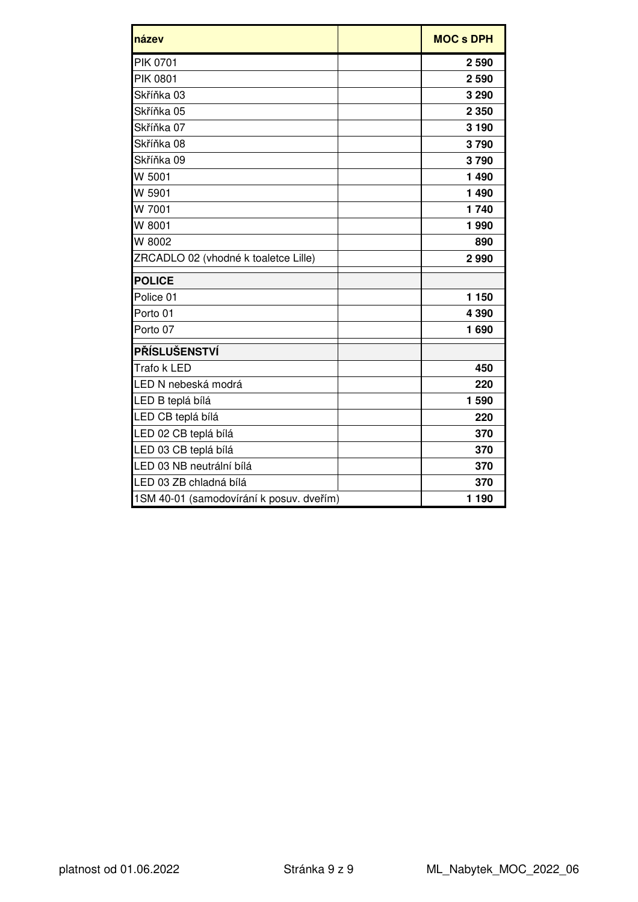| název | | MOC s DPH |
|---|---|---|
| PIK 0701 | | 2 590 |
| PIK 0801 | | 2 590 |
| Skříňka 03 | | 3 290 |
| Skříňka 05 | | 2 350 |
| Skříňka 07 | | 3 190 |
| Skříňka 08 | | 3 790 |
| Skříňka 09 | | 3 790 |
| W 5001 | | 1 490 |
| W 5901 | | 1 490 |
| W 7001 | | 1 740 |
| W 8001 | | 1 990 |
| W 8002 | | 890 |
| ZRCADLO 02 (vhodné k toaletce Lille) | | 2 990 |
| **POLICE** | | |
| Police 01 | | 1 150 |
| Porto 01 | | 4 390 |
| Porto 07 | | 1 690 |
| **PŘÍSLUŠENSTVÍ** | | |
| Trafo k LED | | 450 |
| LED N nebeská modrá | | 220 |
| LED B teplá bílá | | 1 590 |
| LED CB teplá bílá | | 220 |
| LED 02 CB teplá bílá | | 370 |
| LED 03 CB teplá bílá | | 370 |
| LED 03 NB neutrální bílá | | 370 |
| LED 03 ZB chladná bílá | | 370 |
| 1SM 40-01 (samodovírání k posuv. dveřím) | | 1 190 |

platnost od 01.06.2022

ML_Nabytek_MOC_2022_06